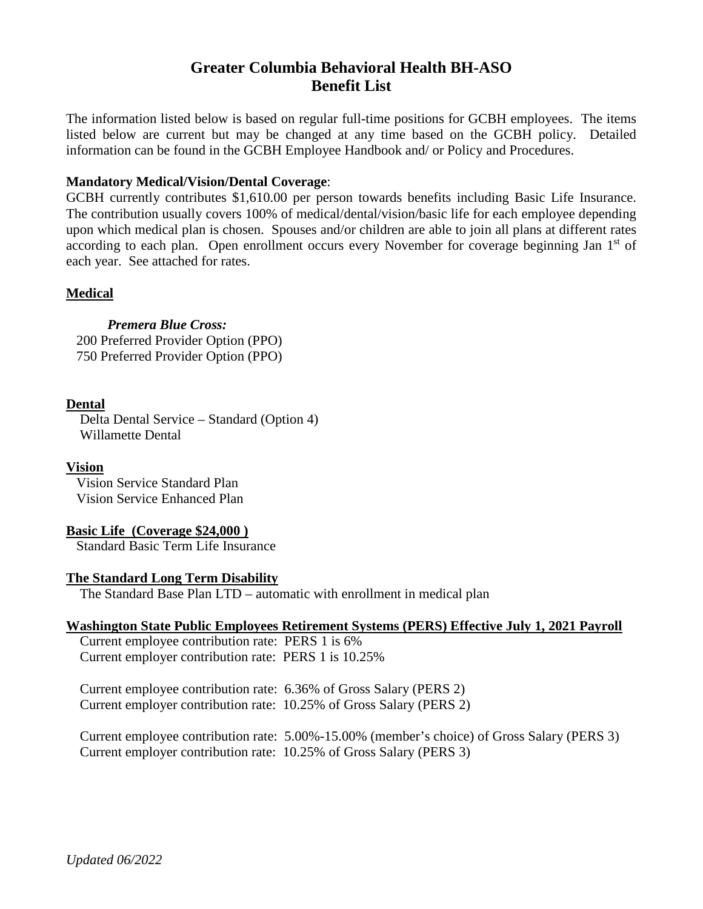# Greater Columbia Behavioral Health BH-ASO
# Benefit List

The information listed below is based on regular full-time positions for GCBH employees. The items listed below are current but may be changed at any time based on the GCBH policy. Detailed information can be found in the GCBH Employee Handbook and/ or Policy and Procedures.

**Mandatory Medical/Vision/Dental Coverage**:
GCBH currently contributes $1,610.00 per person towards benefits including Basic Life Insurance. The contribution usually covers 100% of medical/dental/vision/basic life for each employee depending upon which medical plan is chosen. Spouses and/or children are able to join all plans at different rates according to each plan. Open enrollment occurs every November for coverage beginning Jan 1st of each year. See attached for rates.

**Medical**

***Premera Blue Cross:***
200 Preferred Provider Option (PPO)
750 Preferred Provider Option (PPO)

**Dental**
Delta Dental Service – Standard (Option 4)
Willamette Dental

**Vision**
Vision Service Standard Plan
Vision Service Enhanced Plan

**Basic Life (Coverage $24,000 )**
Standard Basic Term Life Insurance

**The Standard Long Term Disability**
The Standard Base Plan LTD – automatic with enrollment in medical plan

**Washington State Public Employees Retirement Systems (PERS) Effective July 1, 2021 Payroll**
Current employee contribution rate: PERS 1 is 6%
Current employer contribution rate: PERS 1 is 10.25%

Current employee contribution rate: 6.36% of Gross Salary (PERS 2)
Current employer contribution rate: 10.25% of Gross Salary (PERS 2)

Current employee contribution rate: 5.00%-15.00% (member's choice) of Gross Salary (PERS 3)
Current employer contribution rate: 10.25% of Gross Salary (PERS 3)

*Updated 06/2022*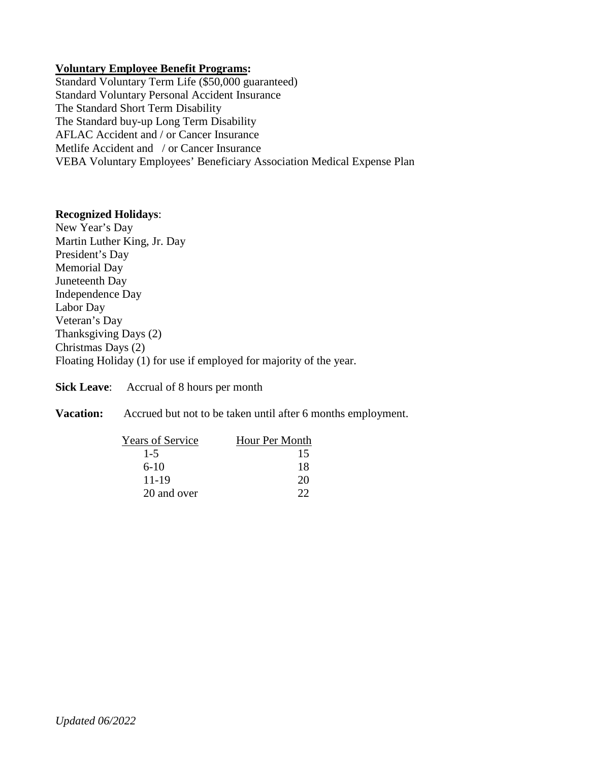**Voluntary Employee Benefit Programs:**

Standard Voluntary Term Life ($50,000 guaranteed)
Standard Voluntary Personal Accident Insurance
The Standard Short Term Disability
The Standard buy-up Long Term Disability
AFLAC Accident and / or Cancer Insurance
Metlife Accident and / or Cancer Insurance
VEBA Voluntary Employees' Beneficiary Association Medical Expense Plan

**Recognized Holidays**:

New Year's Day
Martin Luther King, Jr. Day
President's Day
Memorial Day
Juneteenth Day
Independence Day
Labor Day
Veteran's Day
Thanksgiving Days (2)
Christmas Days (2)
Floating Holiday (1) for use if employed for majority of the year.

**Sick Leave**: Accrual of 8 hours per month

**Vacation:** Accrued but not to be taken until after 6 months employment.

| Years of Service | Hour Per Month |
|---|---|
| 1-5 | 15 |
| 6-10 | 18 |
| 11-19 | 20 |
| 20 and over | 22 |

*Updated 06/2022*